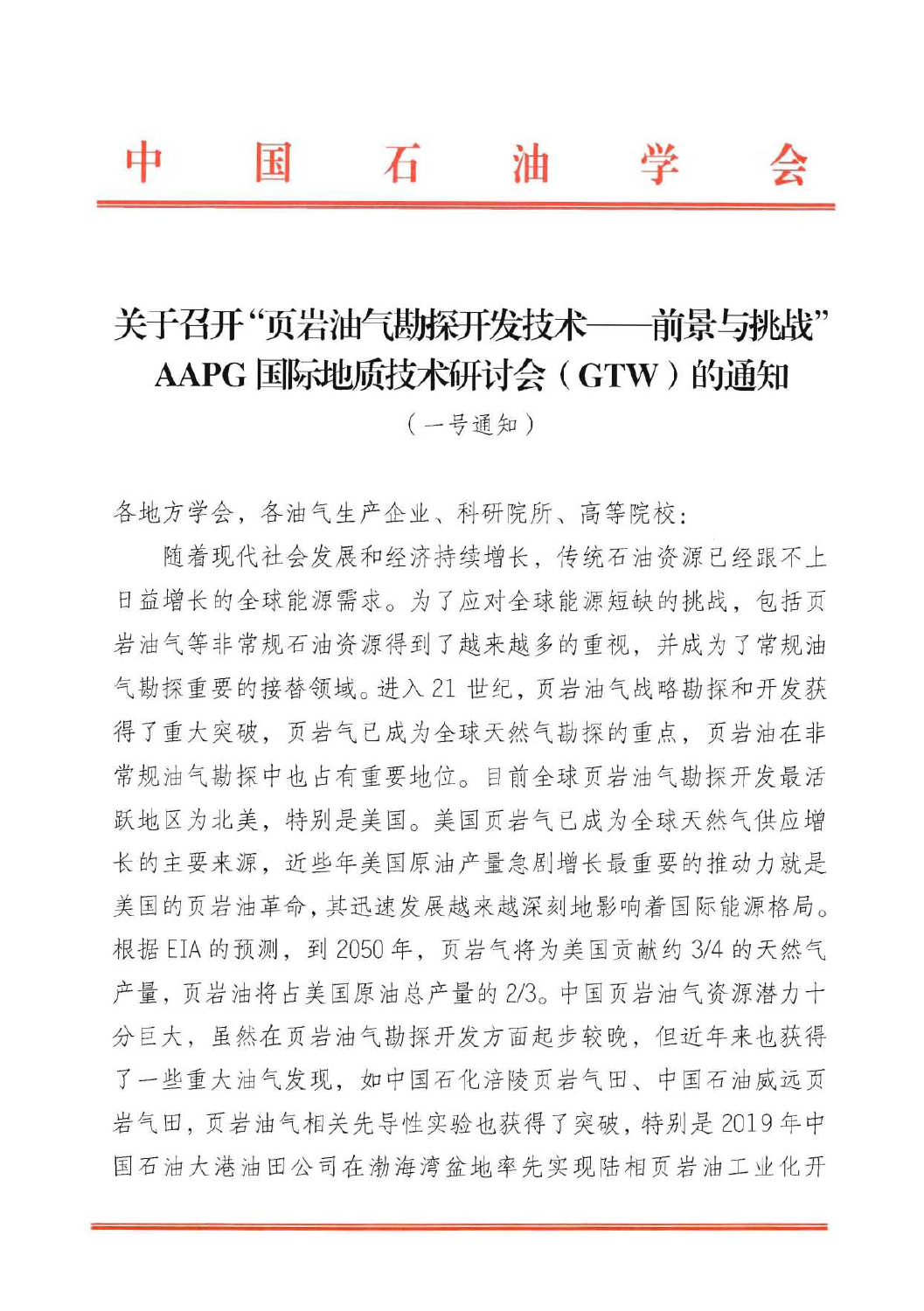# 中国石油学会

## 关于召开“页岩油气勘探开发技术——前景与挑战”AAPG国际地质技术研讨会（GTW）的通知

（一号通知）

各地方学会，各油气生产企业、科研院所、高等院校：

随着现代社会发展和经济持续增长，传统石油资源已经跟不上日益增长的全球能源需求。为了应对全球能源短缺的挑战，包括页岩油气等非常规石油资源得到了越来越多的重视，并成为了常规油气勘探重要的接替领域。进入21世纪，页岩油气战略勘探和开发获得了重大突破，页岩气已成为全球天然气勘探的重点，页岩油在非常规油气勘探中也占有重要地位。目前全球页岩油气勘探开发最活跃地区为北美，特别是美国。美国页岩气已成为全球天然气供应增长的主要来源，近些年美国原油产量急剧增长最重要的推动力就是美国的页岩油革命，其迅速发展越来越深刻地影响着国际能源格局。根据EIA的预测，到2050年，页岩气将为美国贡献约3/4的天然气产量，页岩油将占美国原油总产量的2/3。中国页岩油气资源潜力十分巨大，虽然在页岩油气勘探开发方面起步较晚，但近年来也获得了一些重大油气发现，如中国石化涪陵页岩气田、中国石油威远页岩气田，页岩油气相关先导性实验也获得了突破，特别是2019年中国石油大港油田公司在渤海湾盆地率先实现陆相页岩油工业化开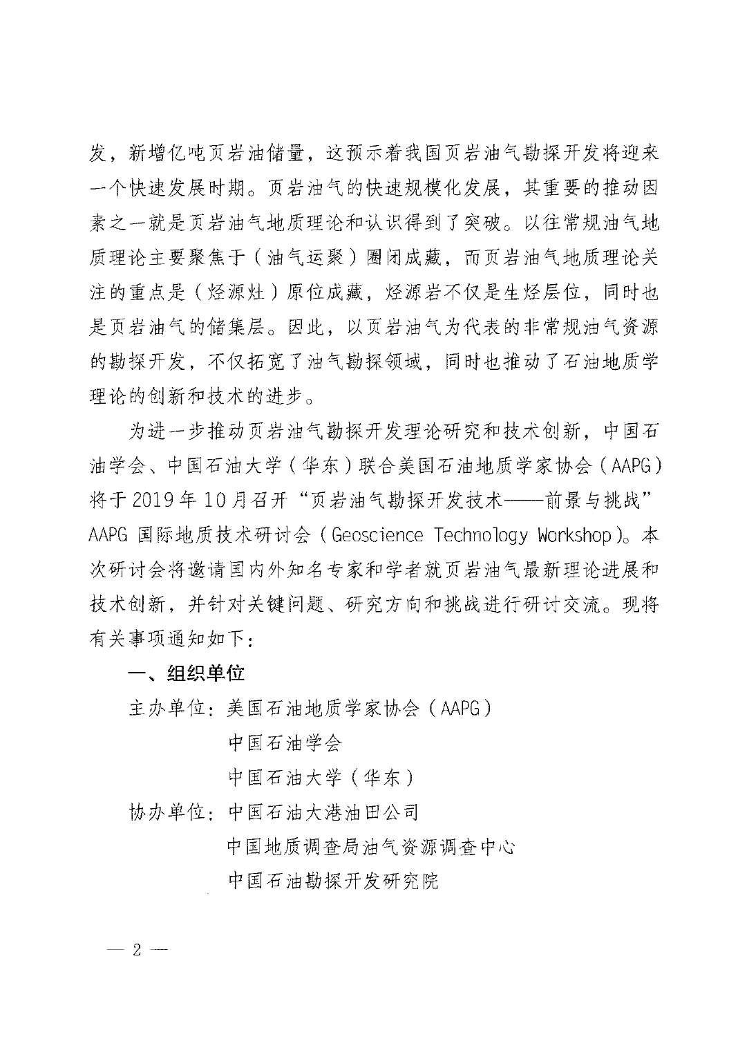发，新增亿吨页岩油储量，这预示着我国页岩油气勘探开发将迎来一个快速发展时期。页岩油气的快速规模化发展，其重要的推动因素之一就是页岩油气地质理论和认识得到了突破。以往常规油气地质理论主要聚焦于（油气运聚）圈闭成藏，而页岩油气地质理论关注的重点是（烃源灶）原位成藏，烃源岩不仅是生烃层位，同时也是页岩油气的储集层。因此，以页岩油气为代表的非常规油气资源的勘探开发，不仅拓宽了油气勘探领域，同时也推动了石油地质学理论的创新和技术的进步。

为进一步推动页岩油气勘探开发理论研究和技术创新，中国石油学会、中国石油大学（华东）联合美国石油地质学家协会（AAPG）将于2019年10月召开“页岩油气勘探开发技术——前景与挑战”AAPG国际地质技术研讨会（Geoscience Technology Workshop）。本次研讨会将邀请国内外知名专家和学者就页岩油气最新理论进展和技术创新，并针对关键问题、研究方向和挑战进行研讨交流。现将有关事项通知如下：

## 一、组织单位

主办单位：美国石油地质学家协会（AAPG）
　　　　　中国石油学会
　　　　　中国石油大学（华东）

协办单位：中国石油大港油田公司
　　　　　中国地质调查局油气资源调查中心
　　　　　中国石油勘探开发研究院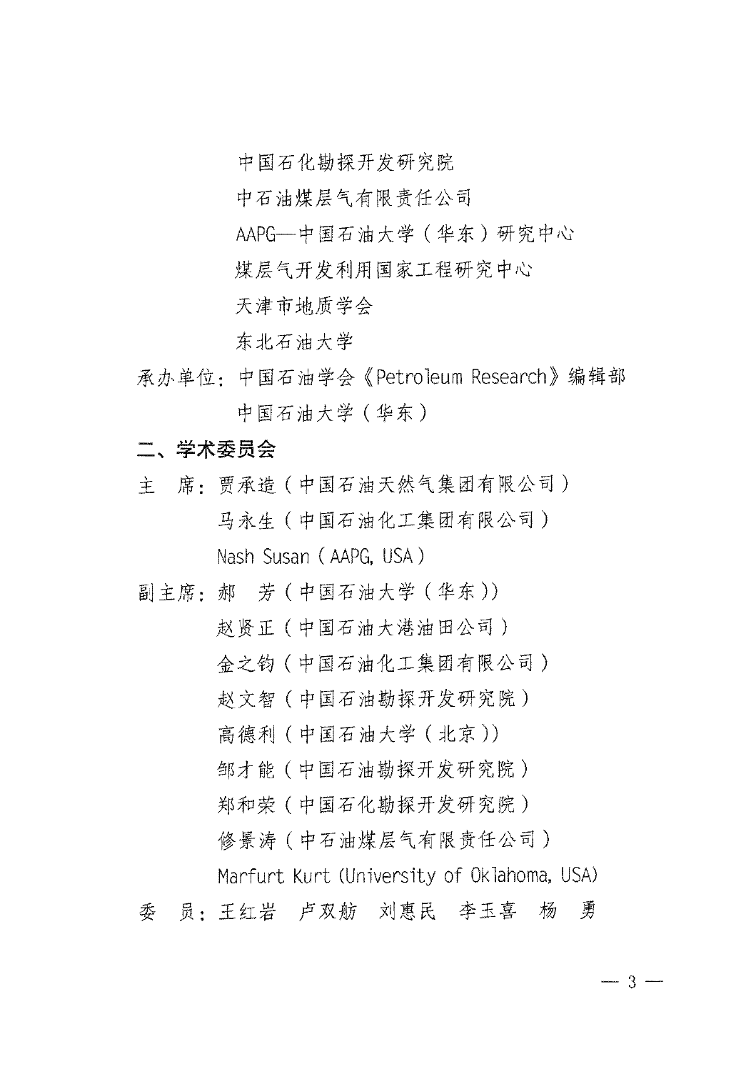中国石化勘探开发研究院

中石油煤层气有限责任公司

AAPG—中国石油大学（华东）研究中心

煤层气开发利用国家工程研究中心

天津市地质学会

东北石油大学

承办单位：中国石油学会《Petroleum Research》编辑部

中国石油大学（华东）

## 二、学术委员会

主　席：贾承造（中国石油天然气集团有限公司）

马永生（中国石油化工集团有限公司）

Nash Susan（AAPG, USA）

副主席：郝　芳（中国石油大学（华东））

赵贤正（中国石油大港油田公司）

金之钧（中国石油化工集团有限公司）

赵文智（中国石油勘探开发研究院）

高德利（中国石油大学（北京））

邹才能（中国石油勘探开发研究院）

郑和荣（中国石化勘探开发研究院）

修景涛（中石油煤层气有限责任公司）

Marfurt Kurt (University of Oklahoma, USA)

委　员：王红岩　卢双舫　刘惠民　李玉喜　杨　勇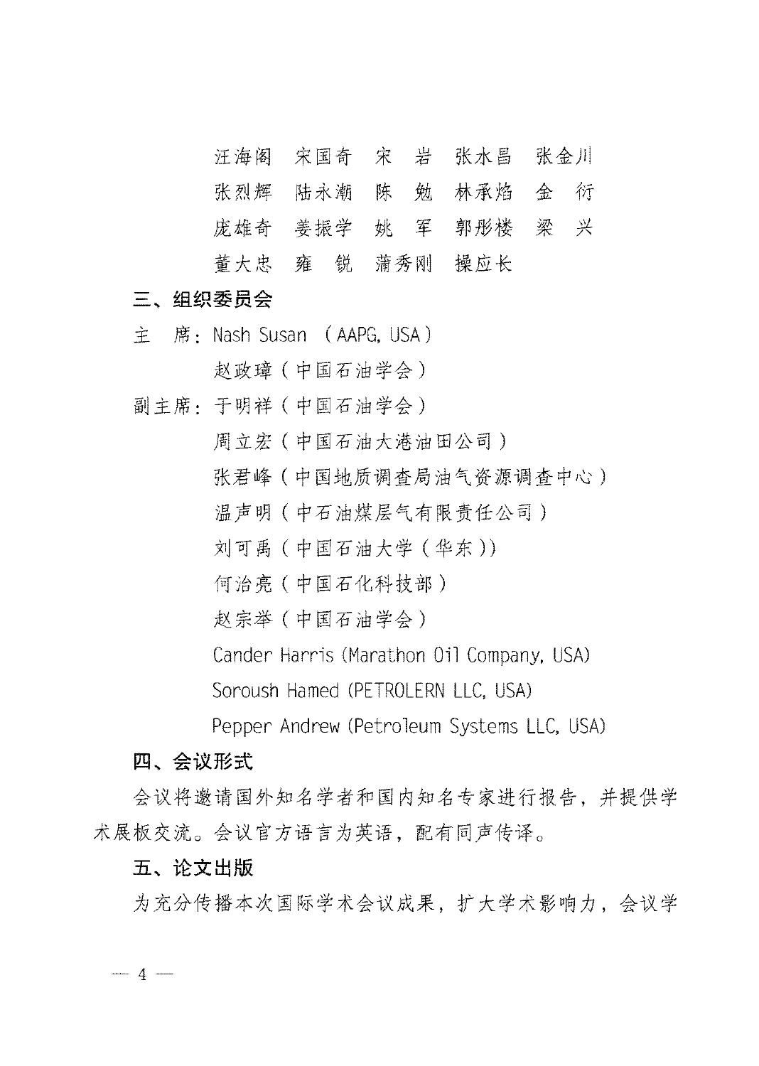汪海阁　宋国奇　宋　岩　张水昌　张金川
张烈辉　陆永潮　陈　勉　林承焰　金　衍
庞雄奇　姜振学　姚　军　郭彤楼　梁　兴
董大忠　雍　锐　蒲秀刚　操应长

## 三、组织委员会

主　席：Nash Susan （AAPG, USA）
　　　　赵政璋（中国石油学会）

副主席：于明祥（中国石油学会）
　　　　周立宏（中国石油大港油田公司）
　　　　张君峰（中国地质调查局油气资源调查中心）
　　　　温声明（中石油煤层气有限责任公司）
　　　　刘可禹（中国石油大学（华东））
　　　　何治亮（中国石化科技部）
　　　　赵宗举（中国石油学会）
　　　　Cander Harris (Marathon Oil Company, USA)
　　　　Soroush Hamed (PETROLERN LLC, USA)
　　　　Pepper Andrew (Petroleum Systems LLC, USA)

## 四、会议形式

会议将邀请国外知名学者和国内知名专家进行报告，并提供学术展板交流。会议官方语言为英语，配有同声传译。

## 五、论文出版

为充分传播本次国际学术会议成果，扩大学术影响力，会议学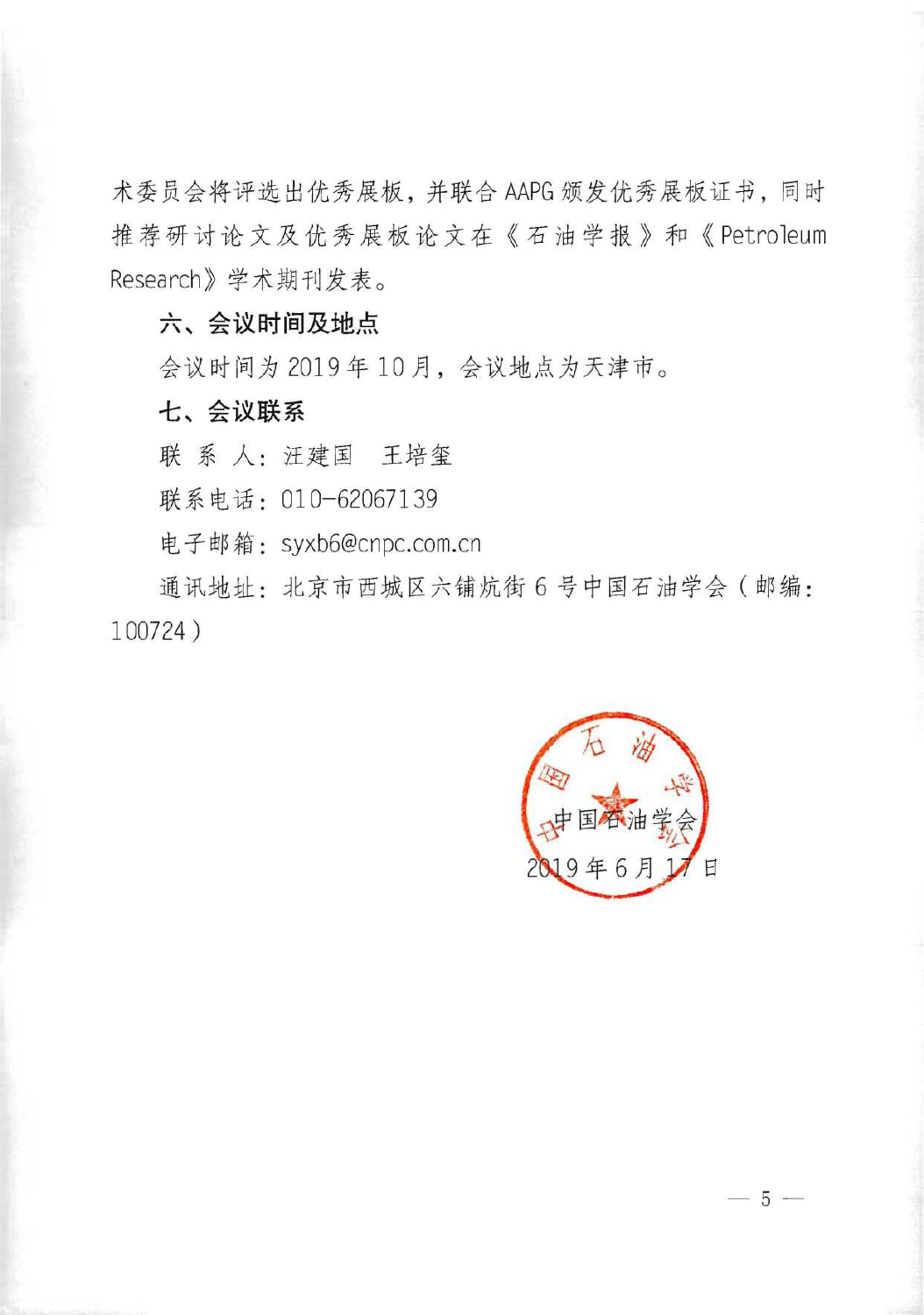术委员会将评选出优秀展板，并联合 AAPG 颁发优秀展板证书，同时推荐研讨论文及优秀展板论文在《石油学报》和《Petroleum Research》学术期刊发表。

## 六、会议时间及地点

会议时间为 2019 年 10 月，会议地点为天津市。

## 七、会议联系

联 系 人：汪建国　王培玺

联系电话：010-62067139

电子邮箱：syxb6@cnpc.com.cn

通讯地址：北京市西城区六铺炕街 6 号中国石油学会（邮编：100724）

中国石油学会

2019 年 6 月 17 日